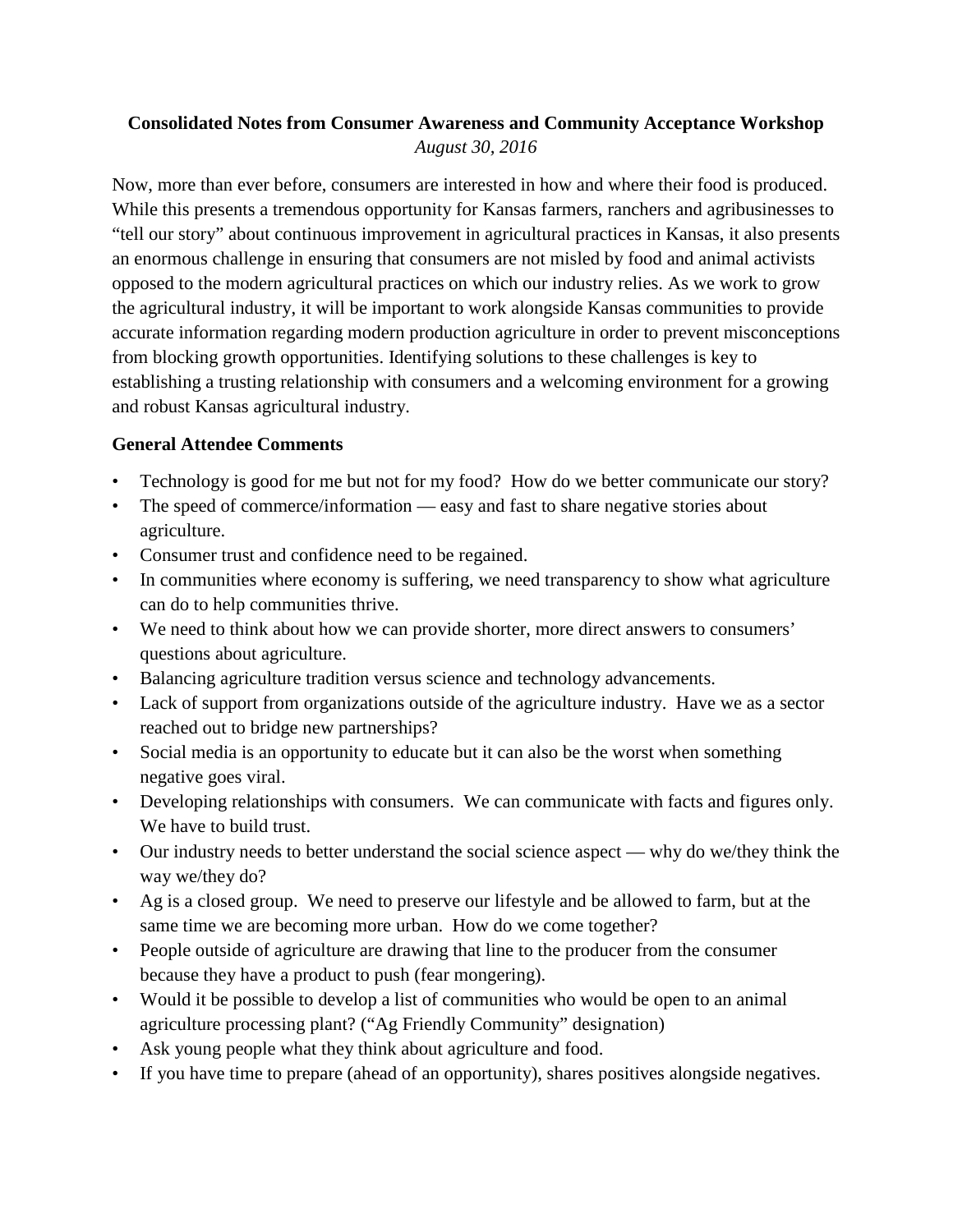**Consolidated Notes from Consumer Awareness and Community Acceptance Workshop**

*August 30, 2016*

Now, more than ever before, consumers are interested in how and where their food is produced. While this presents a tremendous opportunity for Kansas farmers, ranchers and agribusinesses to "tell our story" about continuous improvement in agricultural practices in Kansas, it also presents an enormous challenge in ensuring that consumers are not misled by food and animal activists opposed to the modern agricultural practices on which our industry relies. As we work to grow the agricultural industry, it will be important to work alongside Kansas communities to provide accurate information regarding modern production agriculture in order to prevent misconceptions from blocking growth opportunities. Identifying solutions to these challenges is key to establishing a trusting relationship with consumers and a welcoming environment for a growing and robust Kansas agricultural industry.

**General Attendee Comments**

- Technology is good for me but not for my food? How do we better communicate our story?
- The speed of commerce/information — easy and fast to share negative stories about agriculture.
- Consumer trust and confidence need to be regained.
- In communities where economy is suffering, we need transparency to show what agriculture can do to help communities thrive.
- We need to think about how we can provide shorter, more direct answers to consumers' questions about agriculture.
- Balancing agriculture tradition versus science and technology advancements.
- Lack of support from organizations outside of the agriculture industry. Have we as a sector reached out to bridge new partnerships?
- Social media is an opportunity to educate but it can also be the worst when something negative goes viral.
- Developing relationships with consumers. We can communicate with facts and figures only. We have to build trust.
- Our industry needs to better understand the social science aspect — why do we/they think the way we/they do?
- Ag is a closed group. We need to preserve our lifestyle and be allowed to farm, but at the same time we are becoming more urban. How do we come together?
- People outside of agriculture are drawing that line to the producer from the consumer because they have a product to push (fear mongering).
- Would it be possible to develop a list of communities who would be open to an animal agriculture processing plant? ("Ag Friendly Community" designation)
- Ask young people what they think about agriculture and food.
- If you have time to prepare (ahead of an opportunity), shares positives alongside negatives.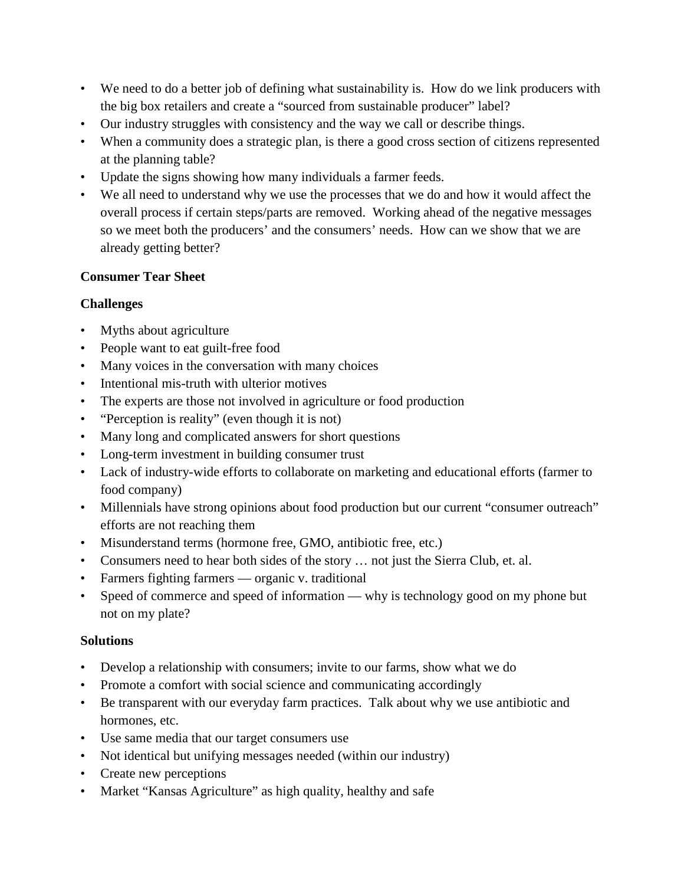- We need to do a better job of defining what sustainability is. How do we link producers with the big box retailers and create a "sourced from sustainable producer" label?
- Our industry struggles with consistency and the way we call or describe things.
- When a community does a strategic plan, is there a good cross section of citizens represented at the planning table?
- Update the signs showing how many individuals a farmer feeds.
- We all need to understand why we use the processes that we do and how it would affect the overall process if certain steps/parts are removed. Working ahead of the negative messages so we meet both the producers' and the consumers' needs. How can we show that we are already getting better?

**Consumer Tear Sheet**

**Challenges**

- Myths about agriculture
- People want to eat guilt-free food
- Many voices in the conversation with many choices
- Intentional mis-truth with ulterior motives
- The experts are those not involved in agriculture or food production
- "Perception is reality" (even though it is not)
- Many long and complicated answers for short questions
- Long-term investment in building consumer trust
- Lack of industry-wide efforts to collaborate on marketing and educational efforts (farmer to food company)
- Millennials have strong opinions about food production but our current "consumer outreach" efforts are not reaching them
- Misunderstand terms (hormone free, GMO, antibiotic free, etc.)
- Consumers need to hear both sides of the story … not just the Sierra Club, et. al.
- Farmers fighting farmers — organic v. traditional
- Speed of commerce and speed of information — why is technology good on my phone but not on my plate?

**Solutions**

- Develop a relationship with consumers; invite to our farms, show what we do
- Promote a comfort with social science and communicating accordingly
- Be transparent with our everyday farm practices. Talk about why we use antibiotic and hormones, etc.
- Use same media that our target consumers use
- Not identical but unifying messages needed (within our industry)
- Create new perceptions
- Market "Kansas Agriculture" as high quality, healthy and safe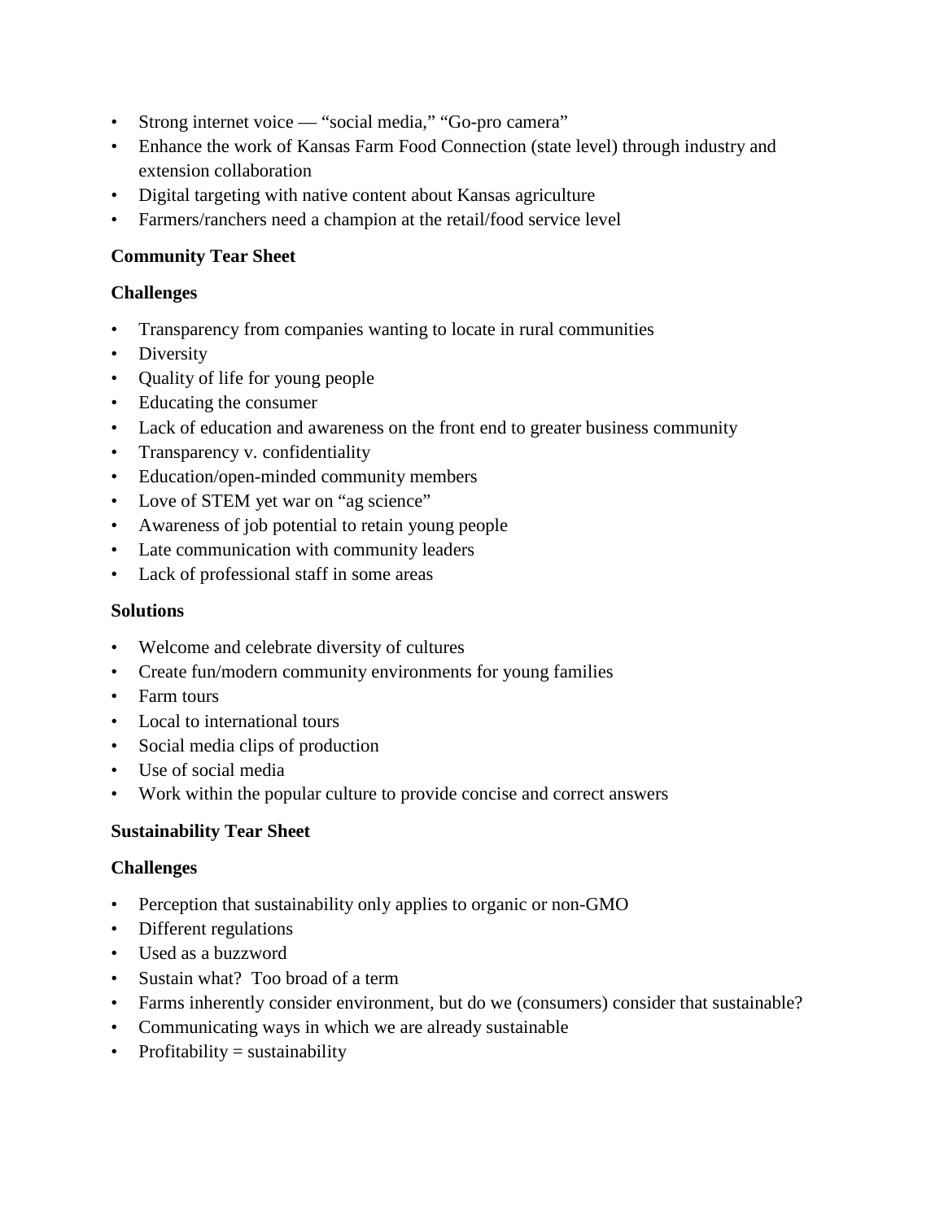- Strong internet voice — "social media," "Go-pro camera"
- Enhance the work of Kansas Farm Food Connection (state level) through industry and extension collaboration
- Digital targeting with native content about Kansas agriculture
- Farmers/ranchers need a champion at the retail/food service level

**Community Tear Sheet**

**Challenges**

- Transparency from companies wanting to locate in rural communities
- Diversity
- Quality of life for young people
- Educating the consumer
- Lack of education and awareness on the front end to greater business community
- Transparency v. confidentiality
- Education/open-minded community members
- Love of STEM yet war on "ag science"
- Awareness of job potential to retain young people
- Late communication with community leaders
- Lack of professional staff in some areas

**Solutions**

- Welcome and celebrate diversity of cultures
- Create fun/modern community environments for young families
- Farm tours
- Local to international tours
- Social media clips of production
- Use of social media
- Work within the popular culture to provide concise and correct answers

**Sustainability Tear Sheet**

**Challenges**

- Perception that sustainability only applies to organic or non-GMO
- Different regulations
- Used as a buzzword
- Sustain what? Too broad of a term
- Farms inherently consider environment, but do we (consumers) consider that sustainable?
- Communicating ways in which we are already sustainable
- Profitability = sustainability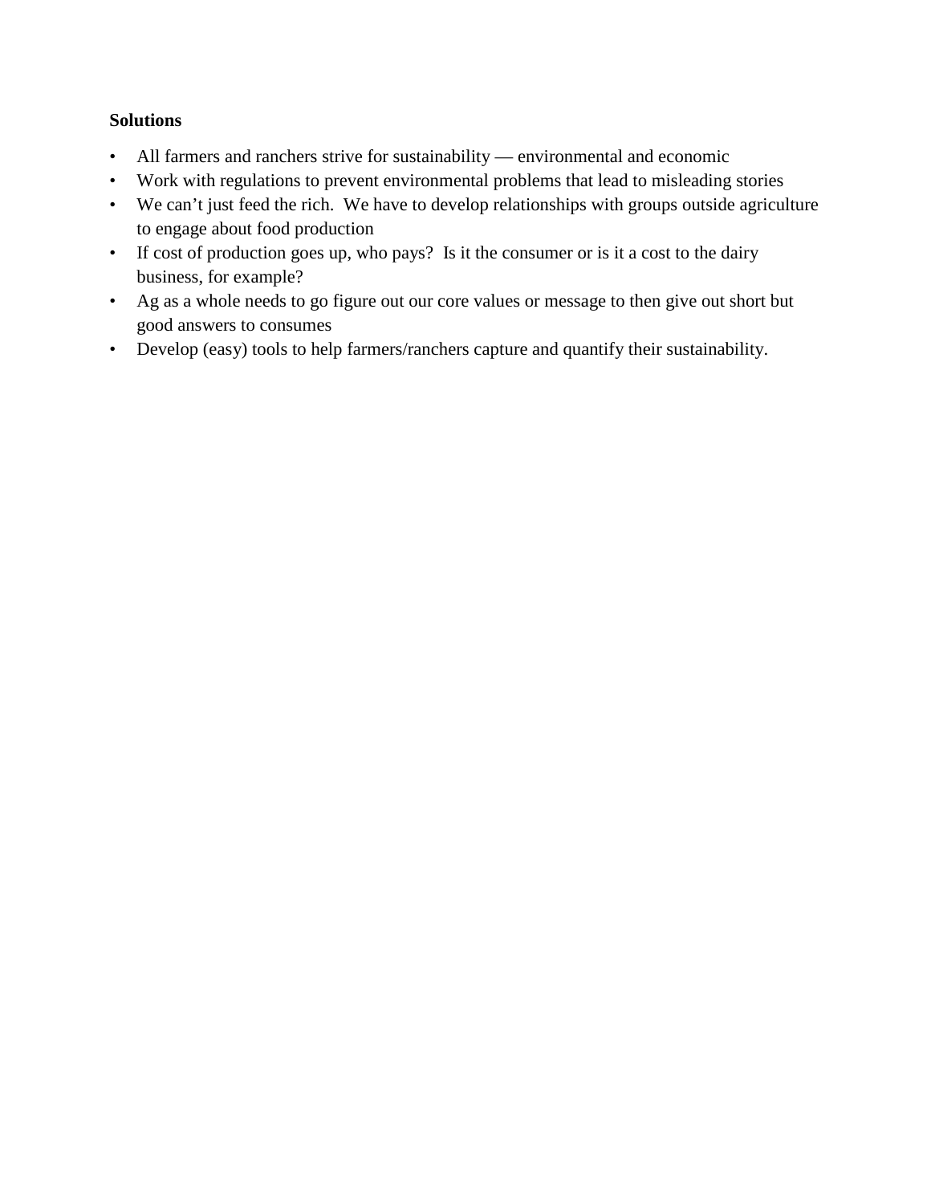**Solutions**

- All farmers and ranchers strive for sustainability — environmental and economic
- Work with regulations to prevent environmental problems that lead to misleading stories
- We can't just feed the rich.  We have to develop relationships with groups outside agriculture to engage about food production
- If cost of production goes up, who pays?  Is it the consumer or is it a cost to the dairy business, for example?
- Ag as a whole needs to go figure out our core values or message to then give out short but good answers to consumes
- Develop (easy) tools to help farmers/ranchers capture and quantify their sustainability.